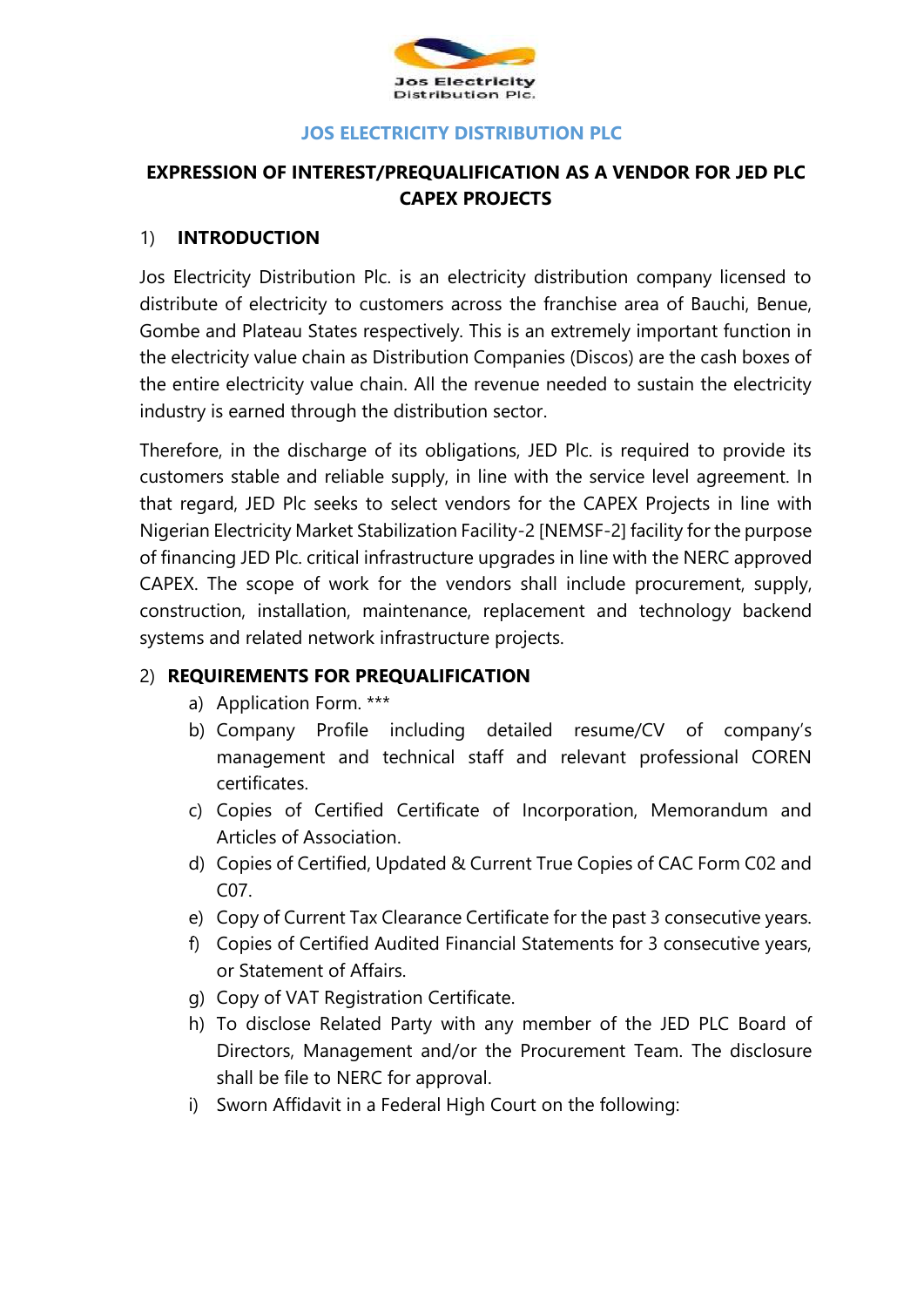Jos Electricity Distribution Plc.

# JOS ELECTRICITY DISTRIBUTION PLC

## EXPRESSION OF INTEREST/PREQUALIFICATION AS A VENDOR FOR JED PLC CAPEX PROJECTS

### 1) INTRODUCTION

Jos Electricity Distribution Plc. is an electricity distribution company licensed to distribute of electricity to customers across the franchise area of Bauchi, Benue, Gombe and Plateau States respectively. This is an extremely important function in the electricity value chain as Distribution Companies (Discos) are the cash boxes of the entire electricity value chain. All the revenue needed to sustain the electricity industry is earned through the distribution sector.

Therefore, in the discharge of its obligations, JED Plc. is required to provide its customers stable and reliable supply, in line with the service level agreement. In that regard, JED Plc seeks to select vendors for the CAPEX Projects in line with Nigerian Electricity Market Stabilization Facility-2 [NEMSF-2] facility for the purpose of financing JED Plc. critical infrastructure upgrades in line with the NERC approved CAPEX. The scope of work for the vendors shall include procurement, supply, construction, installation, maintenance, replacement and technology backend systems and related network infrastructure projects.

### 2) REQUIREMENTS FOR PREQUALIFICATION

a) Application Form. ***
b) Company Profile including detailed resume/CV of company's management and technical staff and relevant professional COREN certificates.
c) Copies of Certified Certificate of Incorporation, Memorandum and Articles of Association.
d) Copies of Certified, Updated & Current True Copies of CAC Form C02 and C07.
e) Copy of Current Tax Clearance Certificate for the past 3 consecutive years.
f) Copies of Certified Audited Financial Statements for 3 consecutive years, or Statement of Affairs.
g) Copy of VAT Registration Certificate.
h) To disclose Related Party with any member of the JED PLC Board of Directors, Management and/or the Procurement Team. The disclosure shall be file to NERC for approval.
i) Sworn Affidavit in a Federal High Court on the following: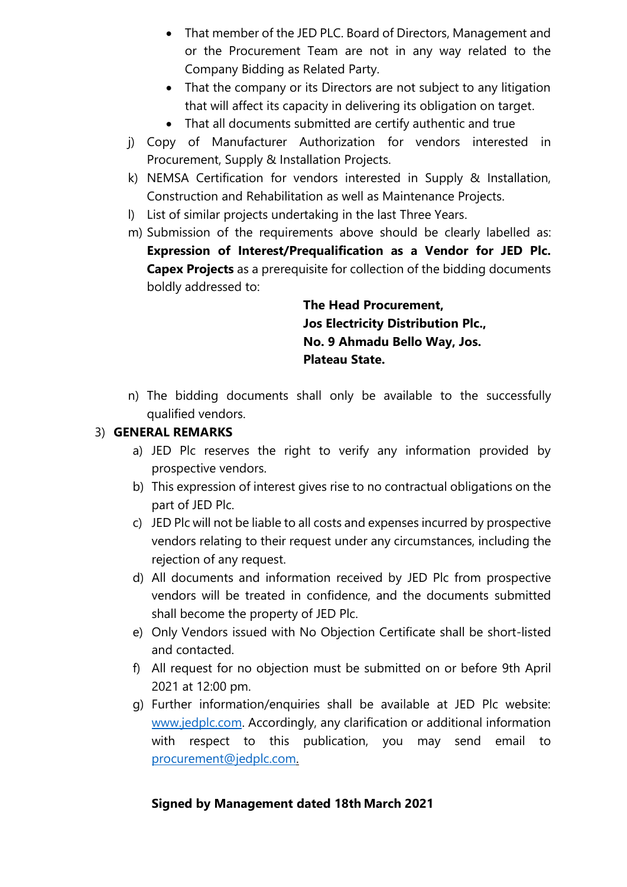- That member of the JED PLC. Board of Directors, Management and or the Procurement Team are not in any way related to the Company Bidding as Related Party.
- That the company or its Directors are not subject to any litigation that will affect its capacity in delivering its obligation on target.
- That all documents submitted are certify authentic and true

j) Copy of Manufacturer Authorization for vendors interested in Procurement, Supply & Installation Projects.

k) NEMSA Certification for vendors interested in Supply & Installation, Construction and Rehabilitation as well as Maintenance Projects.

l) List of similar projects undertaking in the last Three Years.

m) Submission of the requirements above should be clearly labelled as: **Expression of Interest/Prequalification as a Vendor for JED Plc. Capex Projects** as a prerequisite for collection of the bidding documents boldly addressed to:

**The Head Procurement,**
**Jos Electricity Distribution Plc.,**
**No. 9 Ahmadu Bello Way, Jos.**
**Plateau State.**

n) The bidding documents shall only be available to the successfully qualified vendors.

3) **GENERAL REMARKS**

a) JED Plc reserves the right to verify any information provided by prospective vendors.

b) This expression of interest gives rise to no contractual obligations on the part of JED Plc.

c) JED Plc will not be liable to all costs and expenses incurred by prospective vendors relating to their request under any circumstances, including the rejection of any request.

d) All documents and information received by JED Plc from prospective vendors will be treated in confidence, and the documents submitted shall become the property of JED Plc.

e) Only Vendors issued with No Objection Certificate shall be short-listed and contacted.

f) All request for no objection must be submitted on or before 9th April 2021 at 12:00 pm.

g) Further information/enquiries shall be available at JED Plc website: www.jedplc.com. Accordingly, any clarification or additional information with respect to this publication, you may send email to procurement@jedplc.com.

**Signed by Management dated 18th March 2021**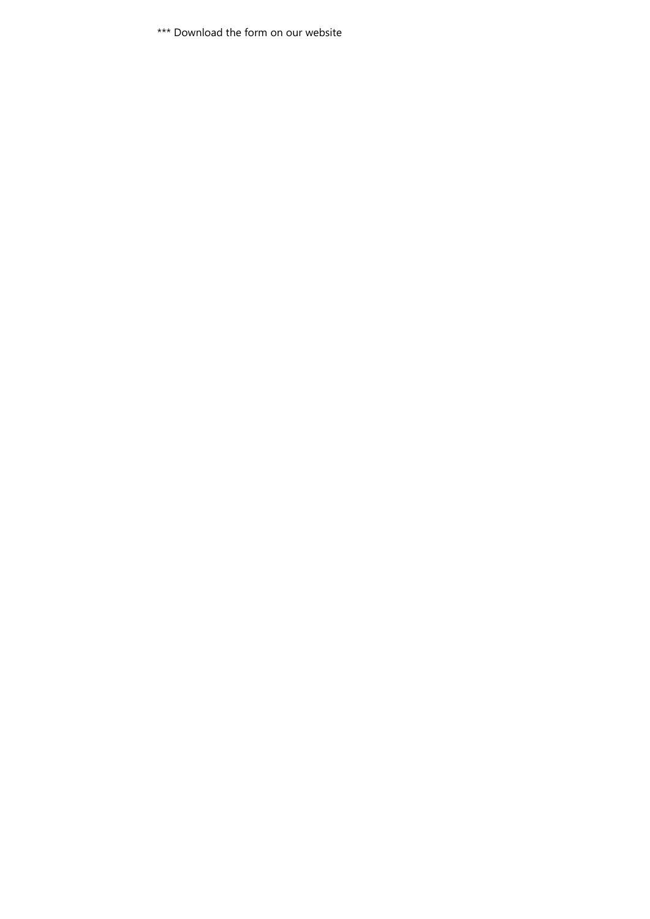*** Download the form on our website